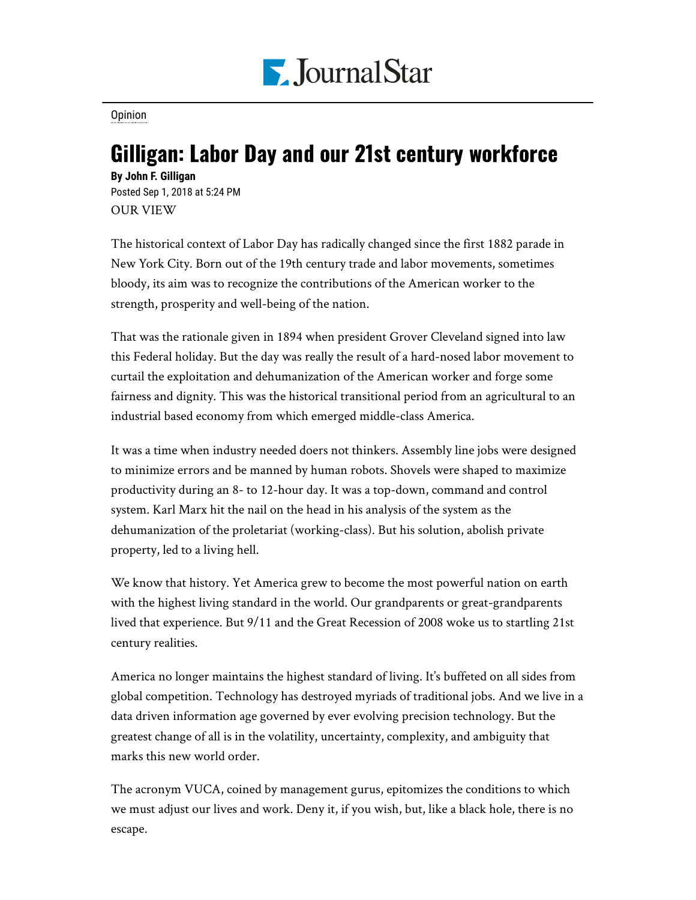Opinion

# Gilligan: Labor Day and our 21st century workforce

**By John F. Gilligan**

Posted Sep 1, 2018 at 5:24 PM

OUR VIEW

The historical context of Labor Day has radically changed since the first 1882 parade in New York City. Born out of the 19th century trade and labor movements, sometimes bloody, its aim was to recognize the contributions of the American worker to the strength, prosperity and well-being of the nation.

That was the rationale given in 1894 when president Grover Cleveland signed into law this Federal holiday. But the day was really the result of a hard-nosed labor movement to curtail the exploitation and dehumanization of the American worker and forge some fairness and dignity. This was the historical transitional period from an agricultural to an industrial based economy from which emerged middle-class America.

It was a time when industry needed doers not thinkers. Assembly line jobs were designed to minimize errors and be manned by human robots. Shovels were shaped to maximize productivity during an 8- to 12-hour day. It was a top-down, command and control system. Karl Marx hit the nail on the head in his analysis of the system as the dehumanization of the proletariat (working-class). But his solution, abolish private property, led to a living hell.

We know that history. Yet America grew to become the most powerful nation on earth with the highest living standard in the world. Our grandparents or great-grandparents lived that experience. But 9/11 and the Great Recession of 2008 woke us to startling 21st century realities.

America no longer maintains the highest standard of living. It's buffeted on all sides from global competition. Technology has destroyed myriads of traditional jobs. And we live in a data driven information age governed by ever evolving precision technology. But the greatest change of all is in the volatility, uncertainty, complexity, and ambiguity that marks this new world order.

The acronym VUCA, coined by management gurus, epitomizes the conditions to which we must adjust our lives and work. Deny it, if you wish, but, like a black hole, there is no escape.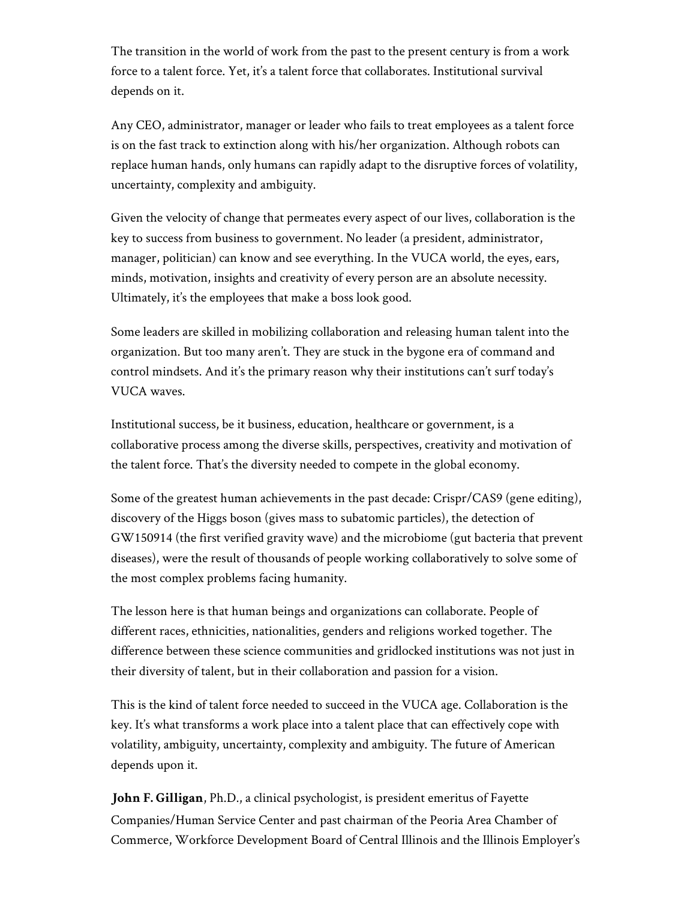The transition in the world of work from the past to the present century is from a work force to a talent force. Yet, it's a talent force that collaborates. Institutional survival depends on it.

Any CEO, administrator, manager or leader who fails to treat employees as a talent force is on the fast track to extinction along with his/her organization. Although robots can replace human hands, only humans can rapidly adapt to the disruptive forces of volatility, uncertainty, complexity and ambiguity.

Given the velocity of change that permeates every aspect of our lives, collaboration is the key to success from business to government. No leader (a president, administrator, manager, politician) can know and see everything. In the VUCA world, the eyes, ears, minds, motivation, insights and creativity of every person are an absolute necessity. Ultimately, it's the employees that make a boss look good.

Some leaders are skilled in mobilizing collaboration and releasing human talent into the organization. But too many aren't. They are stuck in the bygone era of command and control mindsets. And it's the primary reason why their institutions can't surf today's VUCA waves.

Institutional success, be it business, education, healthcare or government, is a collaborative process among the diverse skills, perspectives, creativity and motivation of the talent force. That's the diversity needed to compete in the global economy.

Some of the greatest human achievements in the past decade: Crispr/CAS9 (gene editing), discovery of the Higgs boson (gives mass to subatomic particles), the detection of GW150914 (the first verified gravity wave) and the microbiome (gut bacteria that prevent diseases), were the result of thousands of people working collaboratively to solve some of the most complex problems facing humanity.

The lesson here is that human beings and organizations can collaborate. People of different races, ethnicities, nationalities, genders and religions worked together. The difference between these science communities and gridlocked institutions was not just in their diversity of talent, but in their collaboration and passion for a vision.

This is the kind of talent force needed to succeed in the VUCA age. Collaboration is the key. It's what transforms a work place into a talent place that can effectively cope with volatility, ambiguity, uncertainty, complexity and ambiguity. The future of American depends upon it.

**John F. Gilligan**, Ph.D., a clinical psychologist, is president emeritus of Fayette Companies/Human Service Center and past chairman of the Peoria Area Chamber of Commerce, Workforce Development Board of Central Illinois and the Illinois Employer's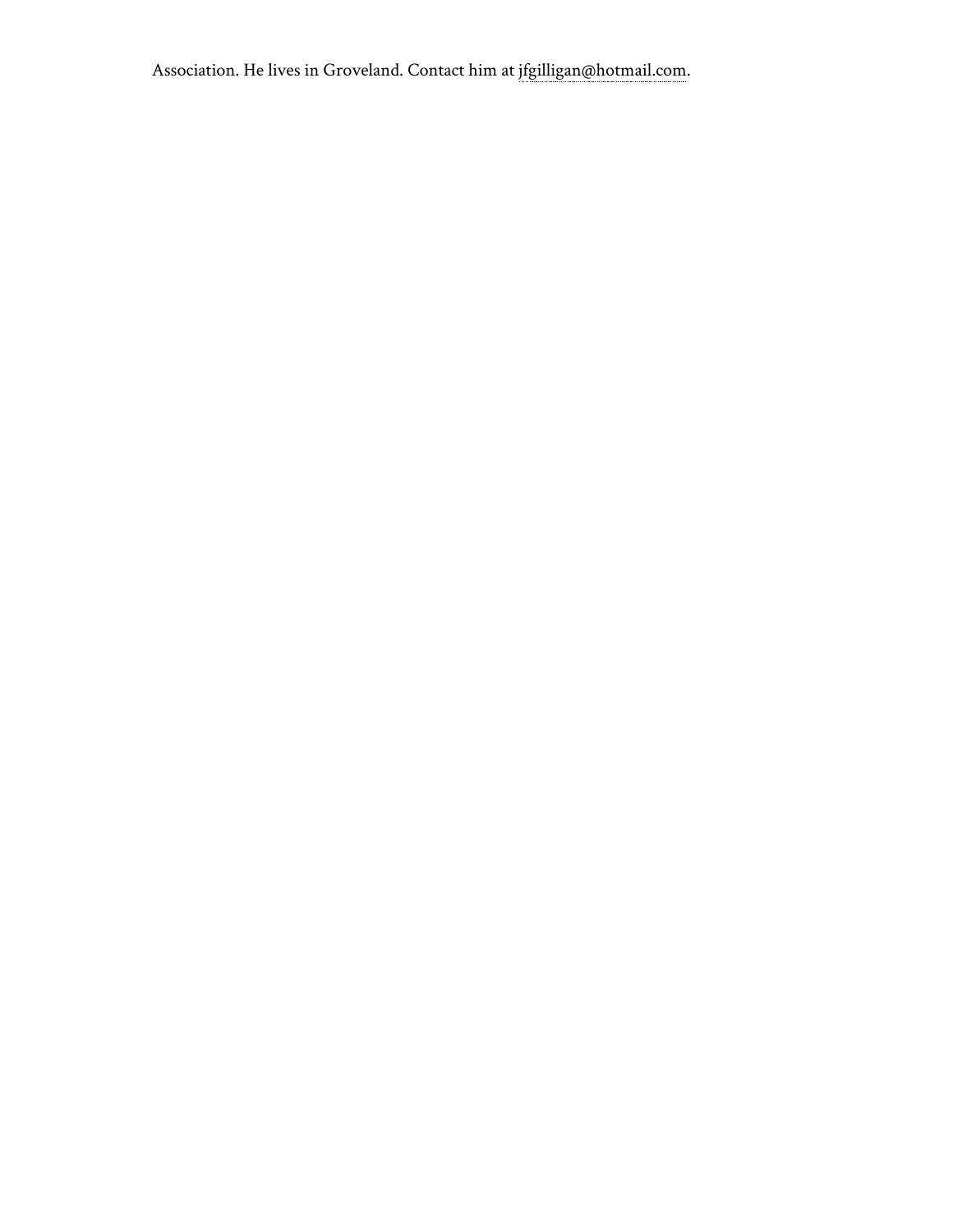Association. He lives in Groveland. Contact him at jfgilligan@hotmail.com.